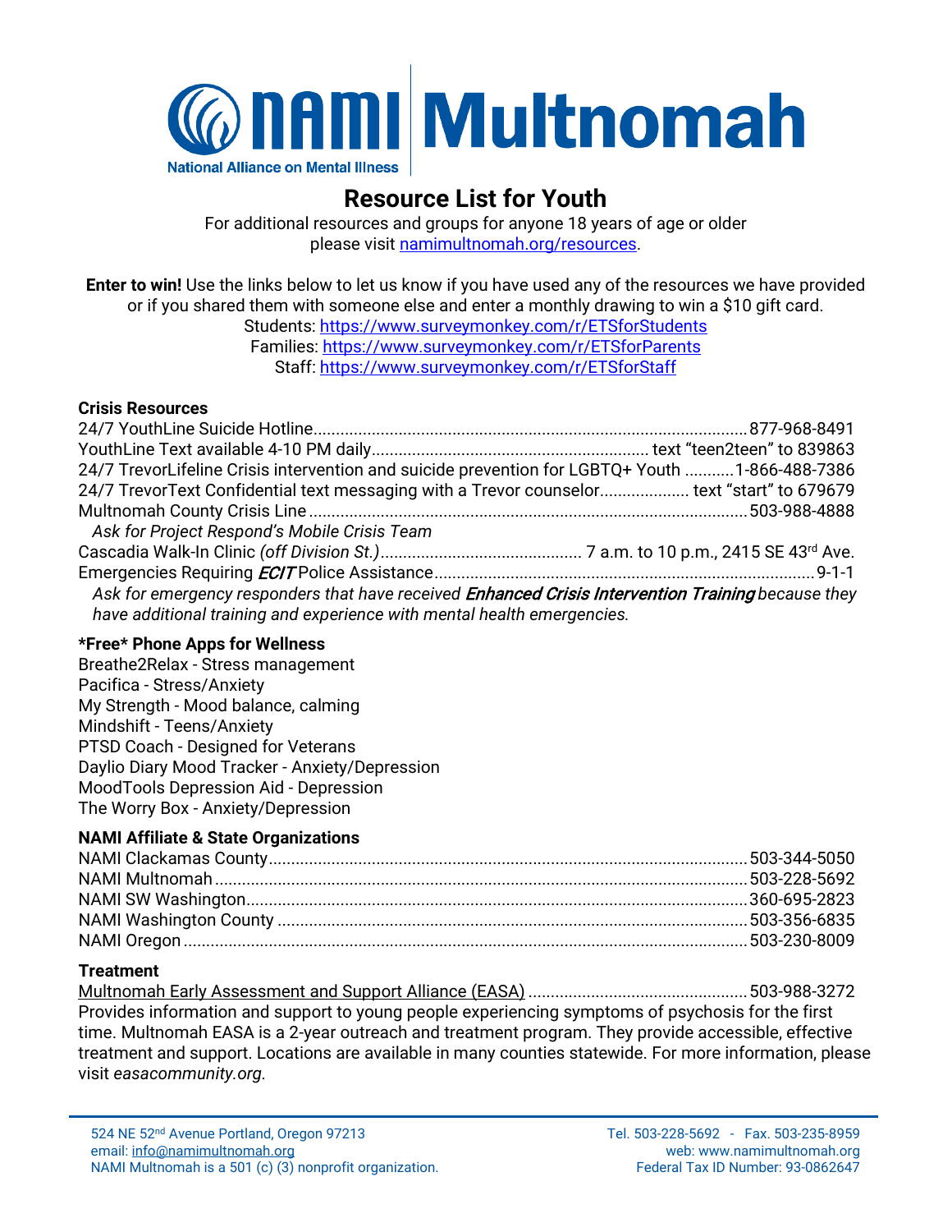# NAMI Multnomah

National Alliance on Mental Illness

## Resource List for Youth

For additional resources and groups for anyone 18 years of age or older please visit [namimultnomah.org/resources](namimultnomah.org/resources).

**Enter to win!** Use the links below to let us know if you have used any of the resources we have provided or if you shared them with someone else and enter a monthly drawing to win a $10 gift card.
Students: https://www.surveymonkey.com/r/ETSforStudents
Families: https://www.surveymonkey.com/r/ETSforParents
Staff: https://www.surveymonkey.com/r/ETSforStaff

### Crisis Resources

24/7 YouthLine Suicide Hotline.................................................. 877-968-8491
YouthLine Text available 4-10 PM daily.................................... text "teen2teen" to 839863
24/7 TrevorLifeline Crisis intervention and suicide prevention for LGBTQ+ Youth ...........1-866-488-7386
24/7 TrevorText Confidential text messaging with a Trevor counselor.................... text "start" to 679679
Multnomah County Crisis Line .................................................. 503-988-4888
*Ask for Project Respond's Mobile Crisis Team*
Cascadia Walk-In Clinic *(off Division St.)*.................................... 7 a.m. to 10 p.m., 2415 SE 43rd Ave.
Emergencies Requiring *ECIT* Police Assistance.................................... 9-1-1
*Ask for emergency responders that have received **Enhanced Crisis Intervention Training** because they have additional training and experience with mental health emergencies.*

### *Free* Phone Apps for Wellness

Breathe2Relax - Stress management
Pacifica - Stress/Anxiety
My Strength - Mood balance, calming
Mindshift - Teens/Anxiety
PTSD Coach - Designed for Veterans
Daylio Diary Mood Tracker - Anxiety/Depression
MoodTools Depression Aid - Depression
The Worry Box - Anxiety/Depression

### NAMI Affiliate & State Organizations

NAMI Clackamas County.................................................. 503-344-5050
NAMI Multnomah.................................................. 503-228-5692
NAMI SW Washington.................................................. 360-695-2823
NAMI Washington County.................................................. 503-356-6835
NAMI Oregon.................................................. 503-230-8009

### Treatment

Multnomah Early Assessment and Support Alliance (EASA) .................................. 503-988-3272
Provides information and support to young people experiencing symptoms of psychosis for the first time. Multnomah EASA is a 2-year outreach and treatment program. They provide accessible, effective treatment and support. Locations are available in many counties statewide. For more information, please visit *easacommunity.org*.

524 NE 52nd Avenue Portland, Oregon 97213
email: info@namimultnomah.org
NAMI Multnomah is a 501 (c) (3) nonprofit organization.

Tel. 503-228-5692 - Fax. 503-235-8959
web: www.namimultnomah.org
Federal Tax ID Number: 93-0862647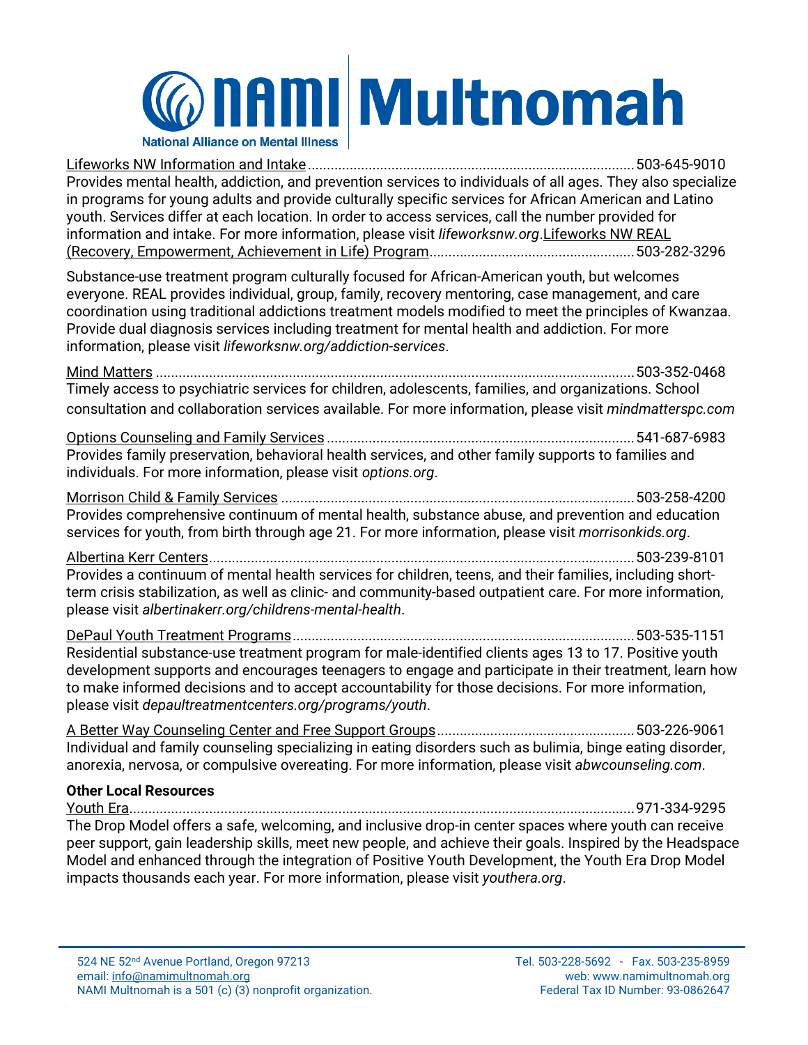Lifeworks NW Information and Intake ........................................................................................ 503-645-9010
Provides mental health, addiction, and prevention services to individuals of all ages. They also specialize in programs for young adults and provide culturally specific services for African American and Latino youth. Services differ at each location. In order to access services, call the number provided for information and intake. For more information, please visit *lifeworksnw.org*.Lifeworks NW REAL (Recovery, Empowerment, Achievement in Life) Program........................................................ 503-282-3296

Substance-use treatment program culturally focused for African-American youth, but welcomes everyone. REAL provides individual, group, family, recovery mentoring, case management, and care coordination using traditional addictions treatment models modified to meet the principles of Kwanzaa. Provide dual diagnosis services including treatment for mental health and addiction. For more information, please visit *lifeworksnw.org/addiction-services*.

Mind Matters ................................................................................................................................. 503-352-0468
Timely access to psychiatric services for children, adolescents, families, and organizations. School consultation and collaboration services available. For more information, please visit *mindmatterspc.com*

Options Counseling and Family Services ................................................................................... 541-687-6983
Provides family preservation, behavioral health services, and other family supports to families and individuals. For more information, please visit *options.org*.

Morrison Child & Family Services ............................................................................................ 503-258-4200
Provides comprehensive continuum of mental health, substance abuse, and prevention and education services for youth, from birth through age 21. For more information, please visit *morrisonkids.org*.

Albertina Kerr Centers.................................................................................................................. 503-239-8101
Provides a continuum of mental health services for children, teens, and their families, including short-term crisis stabilization, as well as clinic- and community-based outpatient care. For more information, please visit *albertinakerr.org/childrens-mental-health*.

DePaul Youth Treatment Programs ........................................................................................... 503-535-1151
Residential substance-use treatment program for male-identified clients ages 13 to 17. Positive youth development supports and encourages teenagers to engage and participate in their treatment, learn how to make informed decisions and to accept accountability for those decisions. For more information, please visit *depaultreatmentcenters.org/programs/youth*.

A Better Way Counseling Center and Free Support Groups .................................................... 503-226-9061
Individual and family counseling specializing in eating disorders such as bulimia, binge eating disorder, anorexia, nervosa, or compulsive overeating. For more information, please visit *abwcounseling.com*.

**Other Local Resources**

Youth Era....................................................................................................................................... 971-334-9295
The Drop Model offers a safe, welcoming, and inclusive drop-in center spaces where youth can receive peer support, gain leadership skills, meet new people, and achieve their goals. Inspired by the Headspace Model and enhanced through the integration of Positive Youth Development, the Youth Era Drop Model impacts thousands each year. For more information, please visit *youthera.org*.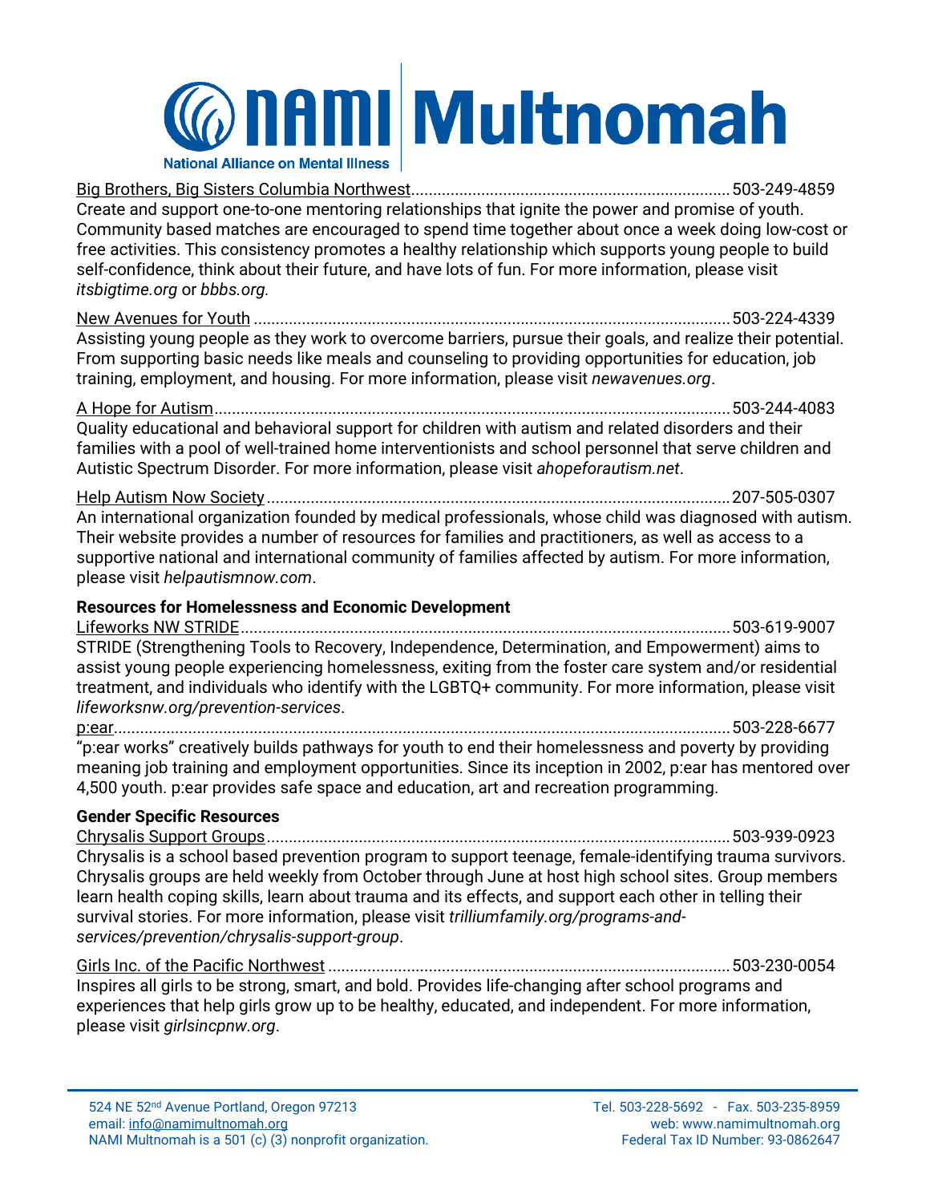Big Brothers, Big Sisters Columbia Northwest........................................................................503-249-4859
Create and support one-to-one mentoring relationships that ignite the power and promise of youth. Community based matches are encouraged to spend time together about once a week doing low-cost or free activities. This consistency promotes a healthy relationship which supports young people to build self-confidence, think about their future, and have lots of fun. For more information, please visit *itsbigtime.org* or *bbbs.org.*

New Avenues for Youth ...........................................................................................................503-224-4339
Assisting young people as they work to overcome barriers, pursue their goals, and realize their potential. From supporting basic needs like meals and counseling to providing opportunities for education, job training, employment, and housing. For more information, please visit *newavenues.org*.

A Hope for Autism....................................................................................................................503-244-4083
Quality educational and behavioral support for children with autism and related disorders and their families with a pool of well-trained home interventionists and school personnel that serve children and Autistic Spectrum Disorder. For more information, please visit *ahopeforautism.net*.

Help Autism Now Society ........................................................................................................207-505-0307
An international organization founded by medical professionals, whose child was diagnosed with autism. Their website provides a number of resources for families and practitioners, as well as access to a supportive national and international community of families affected by autism. For more information, please visit *helpautismnow.com*.

**Resources for Homelessness and Economic Development**

Lifeworks NW STRIDE..............................................................................................................503-619-9007
STRIDE (Strengthening Tools to Recovery, Independence, Determination, and Empowerment) aims to assist young people experiencing homelessness, exiting from the foster care system and/or residential treatment, and individuals who identify with the LGBTQ+ community. For more information, please visit *lifeworksnw.org/prevention-services*.

p:ear.........................................................................................................................................503-228-6677
“p:ear works” creatively builds pathways for youth to end their homelessness and poverty by providing meaning job training and employment opportunities. Since its inception in 2002, p:ear has mentored over 4,500 youth. p:ear provides safe space and education, art and recreation programming.

**Gender Specific Resources**

Chrysalis Support Groups.........................................................................................................503-939-0923
Chrysalis is a school based prevention program to support teenage, female-identifying trauma survivors. Chrysalis groups are held weekly from October through June at host high school sites. Group members learn health coping skills, learn about trauma and its effects, and support each other in telling their survival stories. For more information, please visit *trilliumfamily.org/programs-and-services/prevention/chrysalis-support-group*.

Girls Inc. of the Pacific Northwest ...........................................................................................503-230-0054
Inspires all girls to be strong, smart, and bold. Provides life-changing after school programs and experiences that help girls grow up to be healthy, educated, and independent. For more information, please visit *girlsincpnw.org*.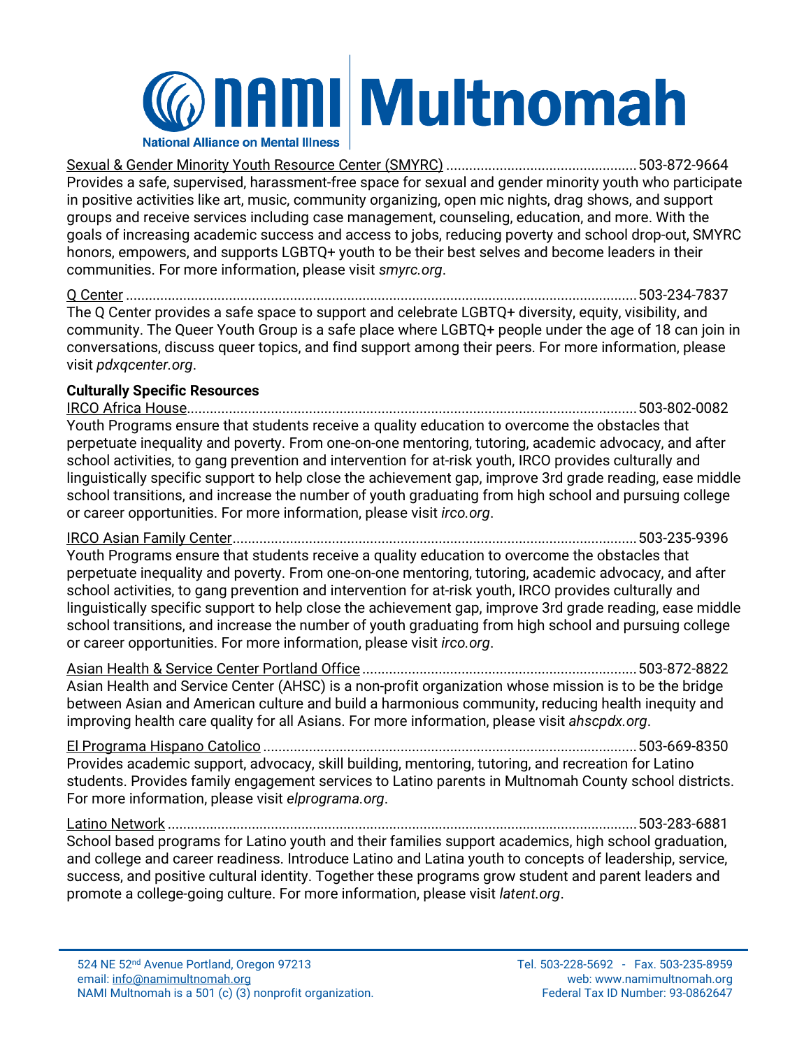Sexual & Gender Minority Youth Resource Center (SMYRC) ................................................. 503-872-9664
Provides a safe, supervised, harassment-free space for sexual and gender minority youth who participate in positive activities like art, music, community organizing, open mic nights, drag shows, and support groups and receive services including case management, counseling, education, and more. With the goals of increasing academic success and access to jobs, reducing poverty and school drop-out, SMYRC honors, empowers, and supports LGBTQ+ youth to be their best selves and become leaders in their communities. For more information, please visit *smyrc.org*.

Q Center ..................................................................................................................................... 503-234-7837
The Q Center provides a safe space to support and celebrate LGBTQ+ diversity, equity, visibility, and community. The Queer Youth Group is a safe place where LGBTQ+ people under the age of 18 can join in conversations, discuss queer topics, and find support among their peers. For more information, please visit *pdxqcenter.org*.

**Culturally Specific Resources**

IRCO Africa House..................................................................................................................... 503-802-0082
Youth Programs ensure that students receive a quality education to overcome the obstacles that perpetuate inequality and poverty. From one-on-one mentoring, tutoring, academic advocacy, and after school activities, to gang prevention and intervention for at-risk youth, IRCO provides culturally and linguistically specific support to help close the achievement gap, improve 3rd grade reading, ease middle school transitions, and increase the number of youth graduating from high school and pursuing college or career opportunities. For more information, please visit *irco.org*.

IRCO Asian Family Center......................................................................................................... 503-235-9396
Youth Programs ensure that students receive a quality education to overcome the obstacles that perpetuate inequality and poverty. From one-on-one mentoring, tutoring, academic advocacy, and after school activities, to gang prevention and intervention for at-risk youth, IRCO provides culturally and linguistically specific support to help close the achievement gap, improve 3rd grade reading, ease middle school transitions, and increase the number of youth graduating from high school and pursuing college or career opportunities. For more information, please visit *irco.org*.

Asian Health & Service Center Portland Office ....................................................................... 503-872-8822
Asian Health and Service Center (AHSC) is a non-profit organization whose mission is to be the bridge between Asian and American culture and build a harmonious community, reducing health inequity and improving health care quality for all Asians. For more information, please visit *ahscpdx.org*.

El Programa Hispano Catolico ................................................................................................. 503-669-8350
Provides academic support, advocacy, skill building, mentoring, tutoring, and recreation for Latino students. Provides family engagement services to Latino parents in Multnomah County school districts. For more information, please visit *elprograma.org*.

Latino Network ......................................................................................................................... 503-283-6881
School based programs for Latino youth and their families support academics, high school graduation, and college and career readiness. Introduce Latino and Latina youth to concepts of leadership, service, success, and positive cultural identity. Together these programs grow student and parent leaders and promote a college-going culture. For more information, please visit *latent.org*.